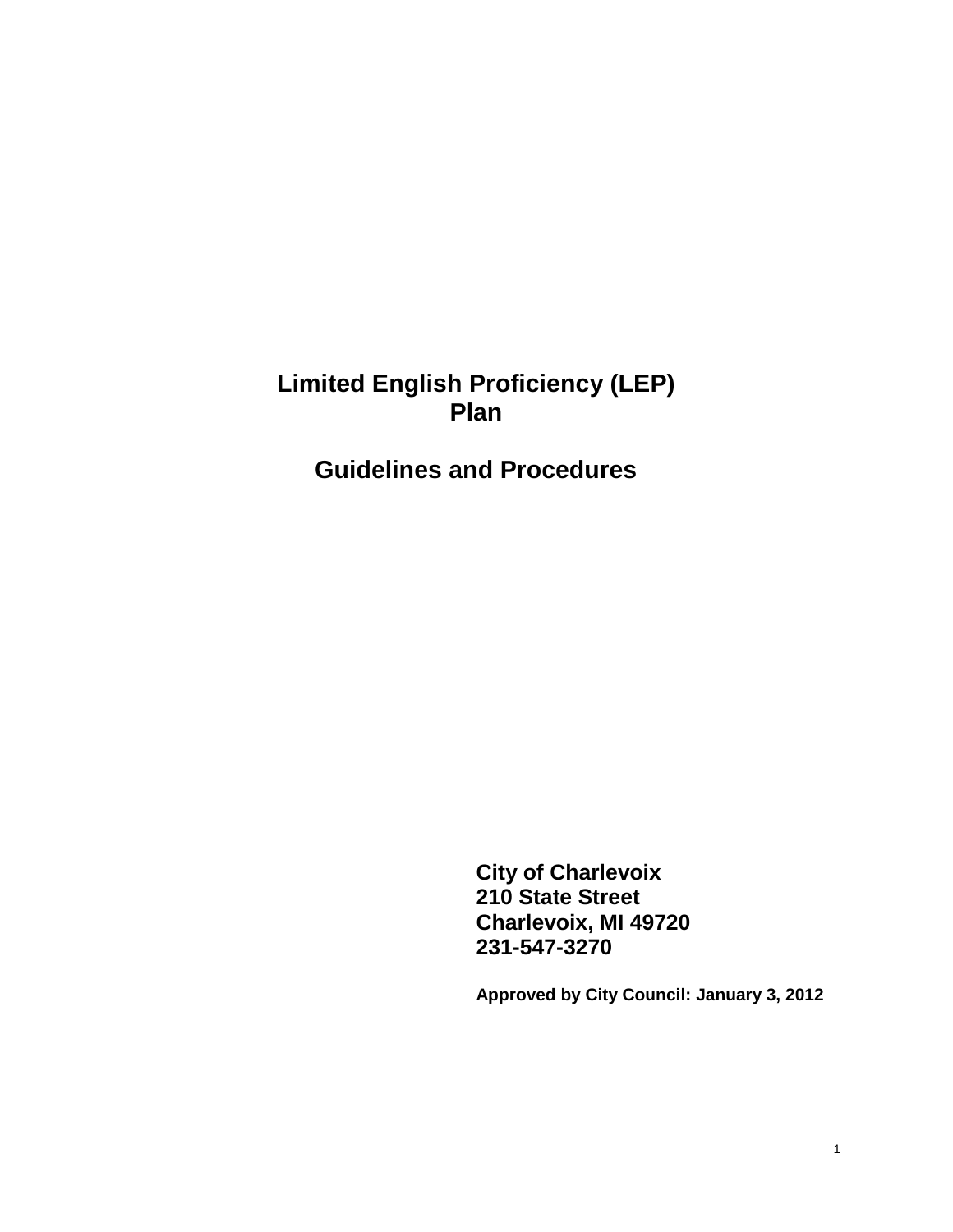# Limited English Proficiency (LEP) Plan

## Guidelines and Procedures

**City of Charlevoix**
**210 State Street**
**Charlevoix, MI 49720**
**231-547-3270**

**Approved by City Council: January 3, 2012**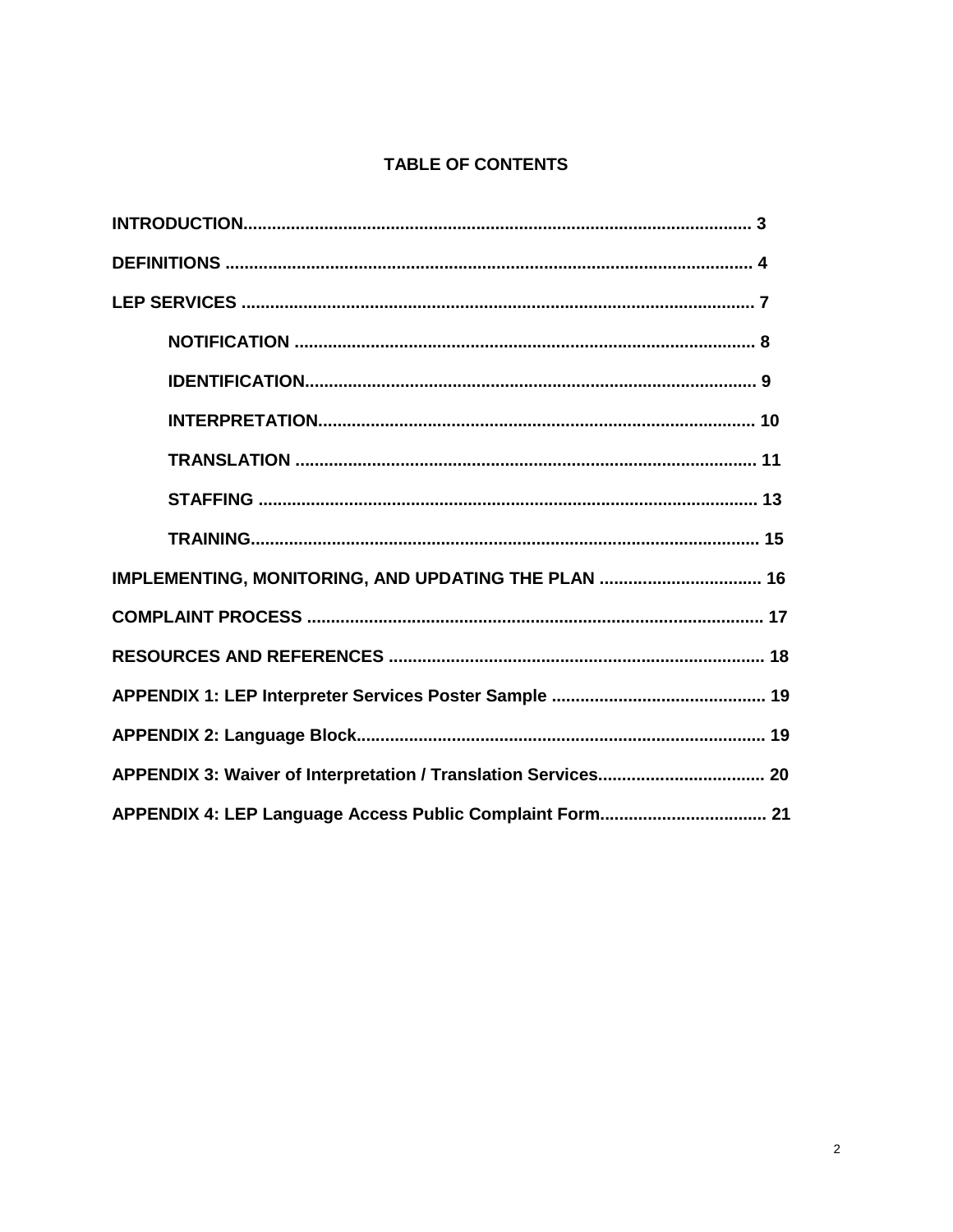## TABLE OF CONTENTS

**INTRODUCTION** ........................................................................................................ 3

**DEFINITIONS** ........................................................................................................... 4

**LEP SERVICES** ........................................................................................................ 7

- **NOTIFICATION** ............................................................................................ 8
- **IDENTIFICATION** .......................................................................................... 9
- **INTERPRETATION** ....................................................................................... 10
- **TRANSLATION** ............................................................................................ 11
- **STAFFING** .................................................................................................... 13
- **TRAINING** ..................................................................................................... 15

**IMPLEMENTING, MONITORING, AND UPDATING THE PLAN** ................................. 16

**COMPLAINT PROCESS** ............................................................................................ 17

**RESOURCES AND REFERENCES** ........................................................................... 18

**APPENDIX 1: LEP Interpreter Services Poster Sample** ............................................ 19

**APPENDIX 2: Language Block** .................................................................................. 19

**APPENDIX 3: Waiver of Interpretation / Translation Services** .................................. 20

**APPENDIX 4: LEP Language Access Public Complaint Form** .................................. 21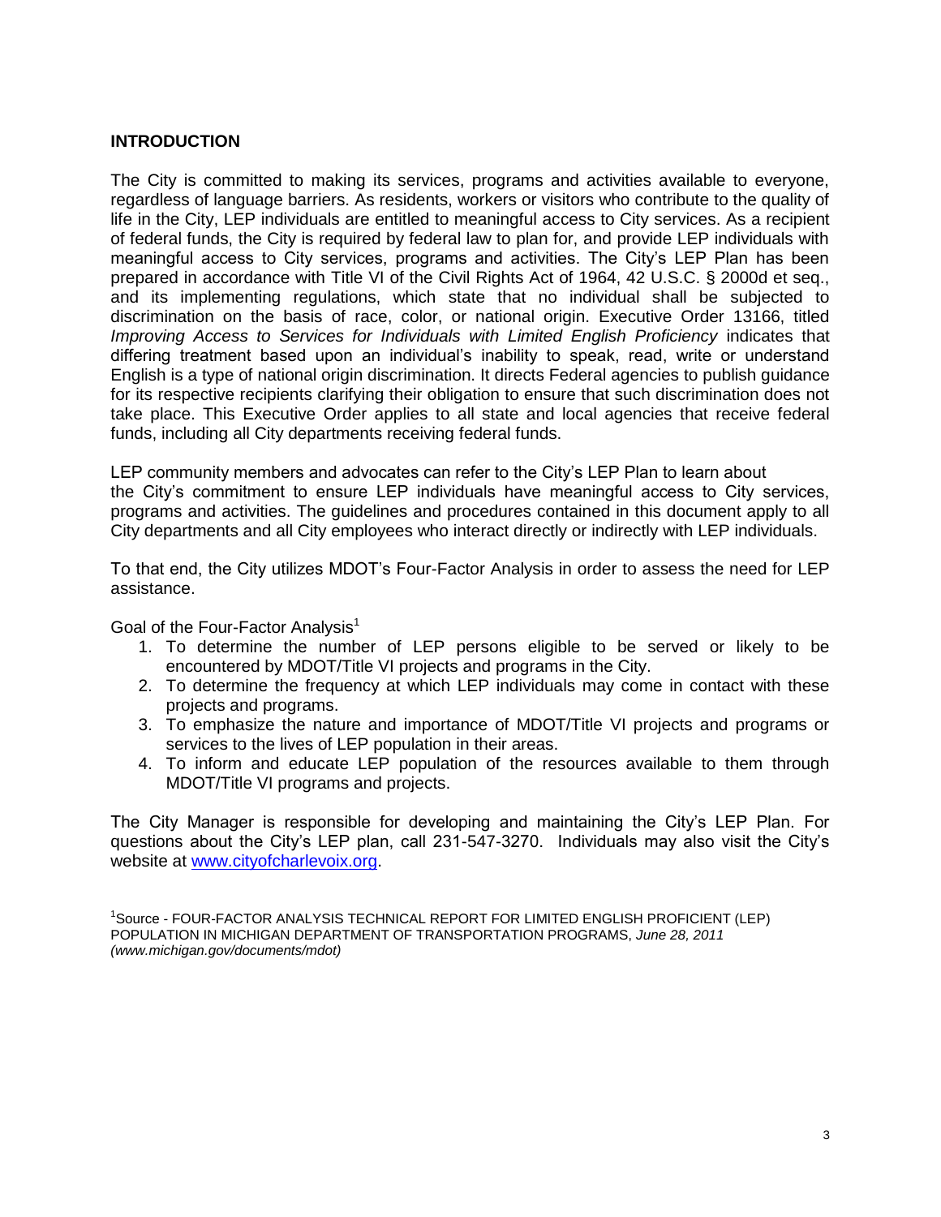## INTRODUCTION

The City is committed to making its services, programs and activities available to everyone, regardless of language barriers. As residents, workers or visitors who contribute to the quality of life in the City, LEP individuals are entitled to meaningful access to City services. As a recipient of federal funds, the City is required by federal law to plan for, and provide LEP individuals with meaningful access to City services, programs and activities. The City's LEP Plan has been prepared in accordance with Title VI of the Civil Rights Act of 1964, 42 U.S.C. § 2000d et seq., and its implementing regulations, which state that no individual shall be subjected to discrimination on the basis of race, color, or national origin. Executive Order 13166, titled *Improving Access to Services for Individuals with Limited English Proficiency* indicates that differing treatment based upon an individual's inability to speak, read, write or understand English is a type of national origin discrimination. It directs Federal agencies to publish guidance for its respective recipients clarifying their obligation to ensure that such discrimination does not take place. This Executive Order applies to all state and local agencies that receive federal funds, including all City departments receiving federal funds.

LEP community members and advocates can refer to the City's LEP Plan to learn about the City's commitment to ensure LEP individuals have meaningful access to City services, programs and activities. The guidelines and procedures contained in this document apply to all City departments and all City employees who interact directly or indirectly with LEP individuals.

To that end, the City utilizes MDOT's Four-Factor Analysis in order to assess the need for LEP assistance.

Goal of the Four-Factor Analysis[1]

1. To determine the number of LEP persons eligible to be served or likely to be encountered by MDOT/Title VI projects and programs in the City.
2. To determine the frequency at which LEP individuals may come in contact with these projects and programs.
3. To emphasize the nature and importance of MDOT/Title VI projects and programs or services to the lives of LEP population in their areas.
4. To inform and educate LEP population of the resources available to them through MDOT/Title VI programs and projects.

The City Manager is responsible for developing and maintaining the City's LEP Plan. For questions about the City's LEP plan, call 231-547-3270. Individuals may also visit the City's website at www.cityofcharlevoix.org.

[1]Source - FOUR-FACTOR ANALYSIS TECHNICAL REPORT FOR LIMITED ENGLISH PROFICIENT (LEP) POPULATION IN MICHIGAN DEPARTMENT OF TRANSPORTATION PROGRAMS, *June 28, 2011 (www.michigan.gov/documents/mdot)*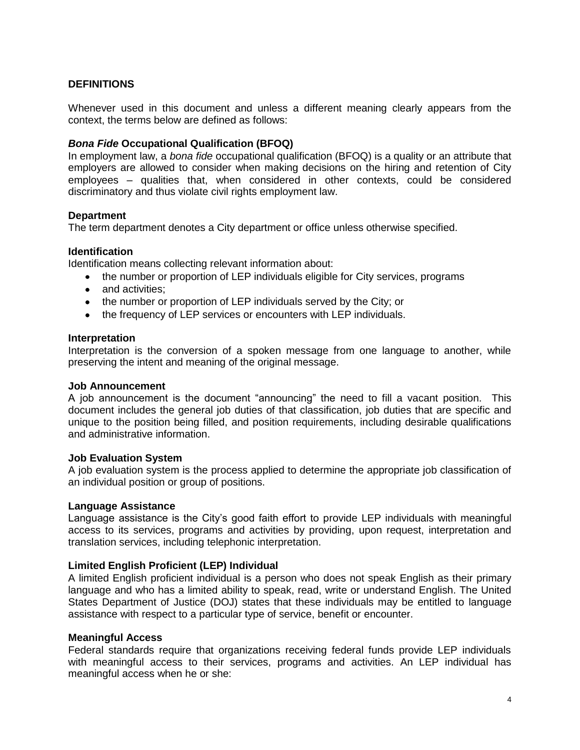## DEFINITIONS

Whenever used in this document and unless a different meaning clearly appears from the context, the terms below are defined as follows:

### *Bona Fide* Occupational Qualification (BFOQ)

In employment law, a *bona fide* occupational qualification (BFOQ) is a quality or an attribute that employers are allowed to consider when making decisions on the hiring and retention of City employees – qualities that, when considered in other contexts, could be considered discriminatory and thus violate civil rights employment law.

### Department

The term department denotes a City department or office unless otherwise specified.

### Identification

Identification means collecting relevant information about:

- the number or proportion of LEP individuals eligible for City services, programs
- and activities;
- the number or proportion of LEP individuals served by the City; or
- the frequency of LEP services or encounters with LEP individuals.

### Interpretation

Interpretation is the conversion of a spoken message from one language to another, while preserving the intent and meaning of the original message.

### Job Announcement

A job announcement is the document "announcing" the need to fill a vacant position. This document includes the general job duties of that classification, job duties that are specific and unique to the position being filled, and position requirements, including desirable qualifications and administrative information.

### Job Evaluation System

A job evaluation system is the process applied to determine the appropriate job classification of an individual position or group of positions.

### Language Assistance

Language assistance is the City's good faith effort to provide LEP individuals with meaningful access to its services, programs and activities by providing, upon request, interpretation and translation services, including telephonic interpretation.

### Limited English Proficient (LEP) Individual

A limited English proficient individual is a person who does not speak English as their primary language and who has a limited ability to speak, read, write or understand English. The United States Department of Justice (DOJ) states that these individuals may be entitled to language assistance with respect to a particular type of service, benefit or encounter.

### Meaningful Access

Federal standards require that organizations receiving federal funds provide LEP individuals with meaningful access to their services, programs and activities. An LEP individual has meaningful access when he or she: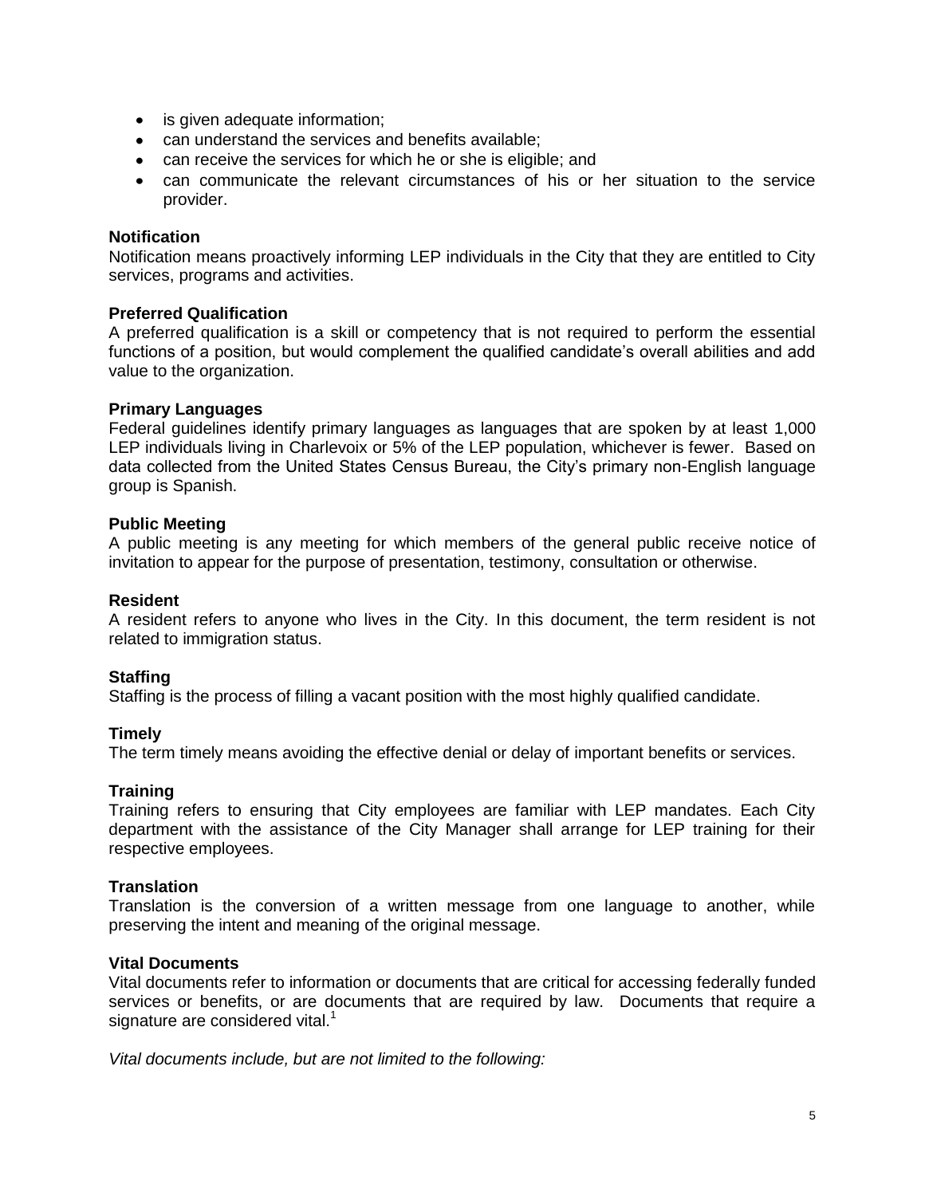- is given adequate information;
- can understand the services and benefits available;
- can receive the services for which he or she is eligible; and
- can communicate the relevant circumstances of his or her situation to the service provider.

**Notification**

Notification means proactively informing LEP individuals in the City that they are entitled to City services, programs and activities.

**Preferred Qualification**

A preferred qualification is a skill or competency that is not required to perform the essential functions of a position, but would complement the qualified candidate's overall abilities and add value to the organization.

**Primary Languages**

Federal guidelines identify primary languages as languages that are spoken by at least 1,000 LEP individuals living in Charlevoix or 5% of the LEP population, whichever is fewer. Based on data collected from the United States Census Bureau, the City's primary non-English language group is Spanish.

**Public Meeting**

A public meeting is any meeting for which members of the general public receive notice of invitation to appear for the purpose of presentation, testimony, consultation or otherwise.

**Resident**

A resident refers to anyone who lives in the City. In this document, the term resident is not related to immigration status.

**Staffing**

Staffing is the process of filling a vacant position with the most highly qualified candidate.

**Timely**

The term timely means avoiding the effective denial or delay of important benefits or services.

**Training**

Training refers to ensuring that City employees are familiar with LEP mandates. Each City department with the assistance of the City Manager shall arrange for LEP training for their respective employees.

**Translation**

Translation is the conversion of a written message from one language to another, while preserving the intent and meaning of the original message.

**Vital Documents**

Vital documents refer to information or documents that are critical for accessing federally funded services or benefits, or are documents that are required by law. Documents that require a signature are considered vital.[1]

*Vital documents include, but are not limited to the following:*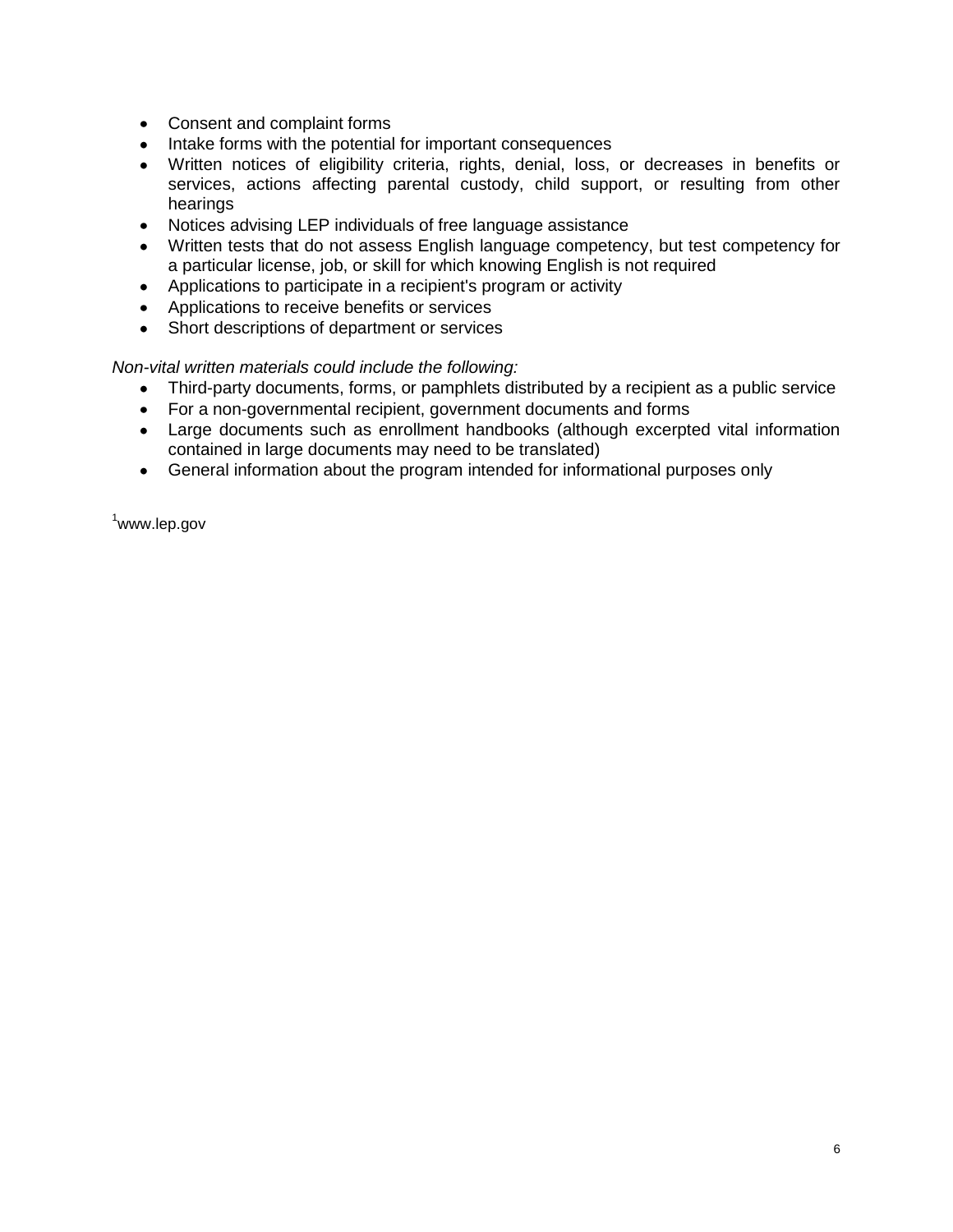- Consent and complaint forms
- Intake forms with the potential for important consequences
- Written notices of eligibility criteria, rights, denial, loss, or decreases in benefits or services, actions affecting parental custody, child support, or resulting from other hearings
- Notices advising LEP individuals of free language assistance
- Written tests that do not assess English language competency, but test competency for a particular license, job, or skill for which knowing English is not required
- Applications to participate in a recipient's program or activity
- Applications to receive benefits or services
- Short descriptions of department or services

*Non-vital written materials could include the following:*

- Third-party documents, forms, or pamphlets distributed by a recipient as a public service
- For a non-governmental recipient, government documents and forms
- Large documents such as enrollment handbooks (although excerpted vital information contained in large documents may need to be translated)
- General information about the program intended for informational purposes only

[1]www.lep.gov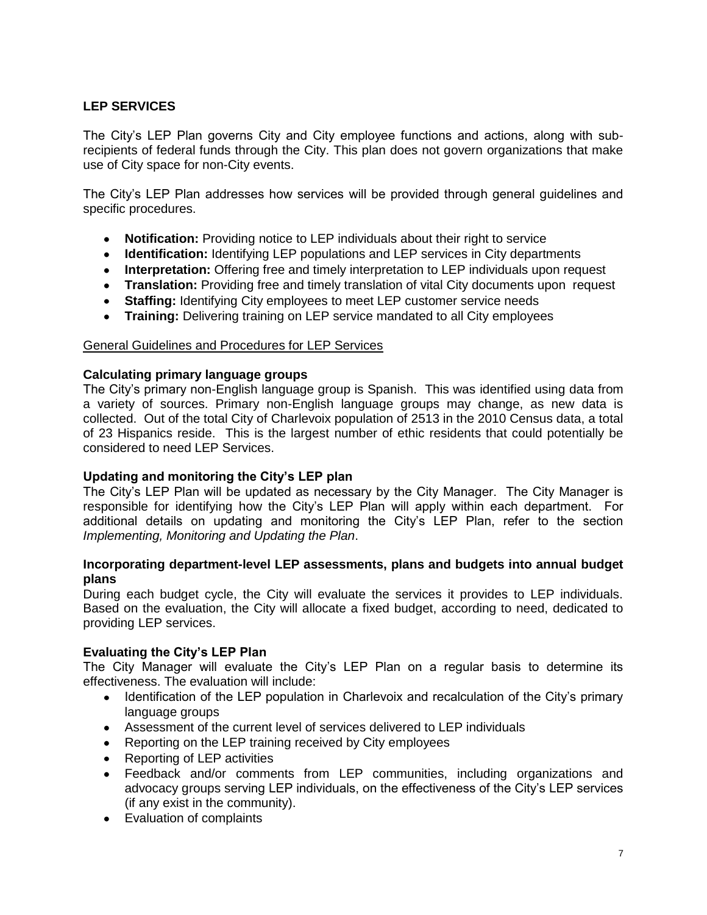## LEP SERVICES

The City's LEP Plan governs City and City employee functions and actions, along with sub-recipients of federal funds through the City. This plan does not govern organizations that make use of City space for non-City events.

The City's LEP Plan addresses how services will be provided through general guidelines and specific procedures.

- **Notification:** Providing notice to LEP individuals about their right to service
- **Identification:** Identifying LEP populations and LEP services in City departments
- **Interpretation:** Offering free and timely interpretation to LEP individuals upon request
- **Translation:** Providing free and timely translation of vital City documents upon request
- **Staffing:** Identifying City employees to meet LEP customer service needs
- **Training:** Delivering training on LEP service mandated to all City employees

General Guidelines and Procedures for LEP Services

**Calculating primary language groups**

The City's primary non-English language group is Spanish. This was identified using data from a variety of sources. Primary non-English language groups may change, as new data is collected. Out of the total City of Charlevoix population of 2513 in the 2010 Census data, a total of 23 Hispanics reside. This is the largest number of ethic residents that could potentially be considered to need LEP Services.

**Updating and monitoring the City's LEP plan**

The City's LEP Plan will be updated as necessary by the City Manager. The City Manager is responsible for identifying how the City's LEP Plan will apply within each department. For additional details on updating and monitoring the City's LEP Plan, refer to the section *Implementing, Monitoring and Updating the Plan*.

**Incorporating department-level LEP assessments, plans and budgets into annual budget plans**

During each budget cycle, the City will evaluate the services it provides to LEP individuals. Based on the evaluation, the City will allocate a fixed budget, according to need, dedicated to providing LEP services.

**Evaluating the City's LEP Plan**

The City Manager will evaluate the City's LEP Plan on a regular basis to determine its effectiveness. The evaluation will include:

- Identification of the LEP population in Charlevoix and recalculation of the City's primary language groups
- Assessment of the current level of services delivered to LEP individuals
- Reporting on the LEP training received by City employees
- Reporting of LEP activities
- Feedback and/or comments from LEP communities, including organizations and advocacy groups serving LEP individuals, on the effectiveness of the City's LEP services (if any exist in the community).
- Evaluation of complaints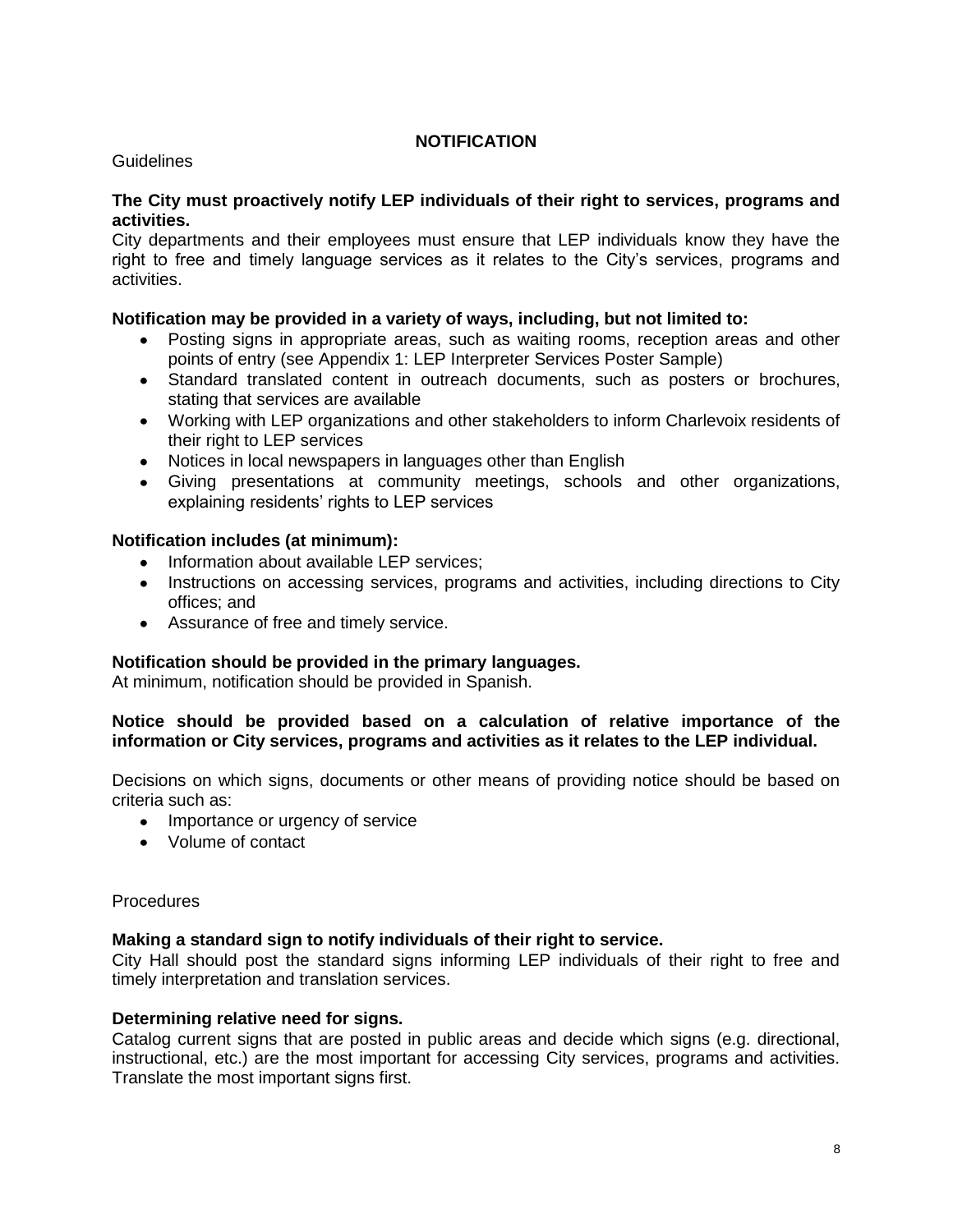## NOTIFICATION

Guidelines

**The City must proactively notify LEP individuals of their right to services, programs and activities.**

City departments and their employees must ensure that LEP individuals know they have the right to free and timely language services as it relates to the City's services, programs and activities.

**Notification may be provided in a variety of ways, including, but not limited to:**

- Posting signs in appropriate areas, such as waiting rooms, reception areas and other points of entry (see Appendix 1: LEP Interpreter Services Poster Sample)
- Standard translated content in outreach documents, such as posters or brochures, stating that services are available
- Working with LEP organizations and other stakeholders to inform Charlevoix residents of their right to LEP services
- Notices in local newspapers in languages other than English
- Giving presentations at community meetings, schools and other organizations, explaining residents' rights to LEP services

**Notification includes (at minimum):**

- Information about available LEP services;
- Instructions on accessing services, programs and activities, including directions to City offices; and
- Assurance of free and timely service.

**Notification should be provided in the primary languages.**

At minimum, notification should be provided in Spanish.

**Notice should be provided based on a calculation of relative importance of the information or City services, programs and activities as it relates to the LEP individual.**

Decisions on which signs, documents or other means of providing notice should be based on criteria such as:

- Importance or urgency of service
- Volume of contact

Procedures

**Making a standard sign to notify individuals of their right to service.**

City Hall should post the standard signs informing LEP individuals of their right to free and timely interpretation and translation services.

**Determining relative need for signs.**

Catalog current signs that are posted in public areas and decide which signs (e.g. directional, instructional, etc.) are the most important for accessing City services, programs and activities. Translate the most important signs first.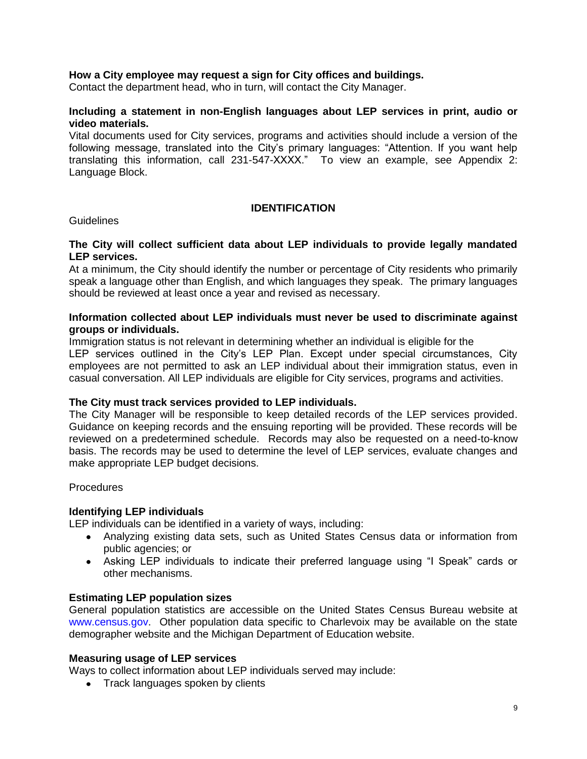**How a City employee may request a sign for City offices and buildings.**
Contact the department head, who in turn, will contact the City Manager.

**Including a statement in non-English languages about LEP services in print, audio or video materials.**
Vital documents used for City services, programs and activities should include a version of the following message, translated into the City's primary languages: "Attention. If you want help translating this information, call 231-547-XXXX." To view an example, see Appendix 2: Language Block.

## IDENTIFICATION

Guidelines

**The City will collect sufficient data about LEP individuals to provide legally mandated LEP services.**
At a minimum, the City should identify the number or percentage of City residents who primarily speak a language other than English, and which languages they speak. The primary languages should be reviewed at least once a year and revised as necessary.

**Information collected about LEP individuals must never be used to discriminate against groups or individuals.**
Immigration status is not relevant in determining whether an individual is eligible for the LEP services outlined in the City's LEP Plan. Except under special circumstances, City employees are not permitted to ask an LEP individual about their immigration status, even in casual conversation. All LEP individuals are eligible for City services, programs and activities.

**The City must track services provided to LEP individuals.**
The City Manager will be responsible to keep detailed records of the LEP services provided. Guidance on keeping records and the ensuing reporting will be provided. These records will be reviewed on a predetermined schedule. Records may also be requested on a need-to-know basis. The records may be used to determine the level of LEP services, evaluate changes and make appropriate LEP budget decisions.

Procedures

**Identifying LEP individuals**
LEP individuals can be identified in a variety of ways, including:

- Analyzing existing data sets, such as United States Census data or information from public agencies; or
- Asking LEP individuals to indicate their preferred language using "I Speak" cards or other mechanisms.

**Estimating LEP population sizes**
General population statistics are accessible on the United States Census Bureau website at www.census.gov. Other population data specific to Charlevoix may be available on the state demographer website and the Michigan Department of Education website.

**Measuring usage of LEP services**
Ways to collect information about LEP individuals served may include:

- Track languages spoken by clients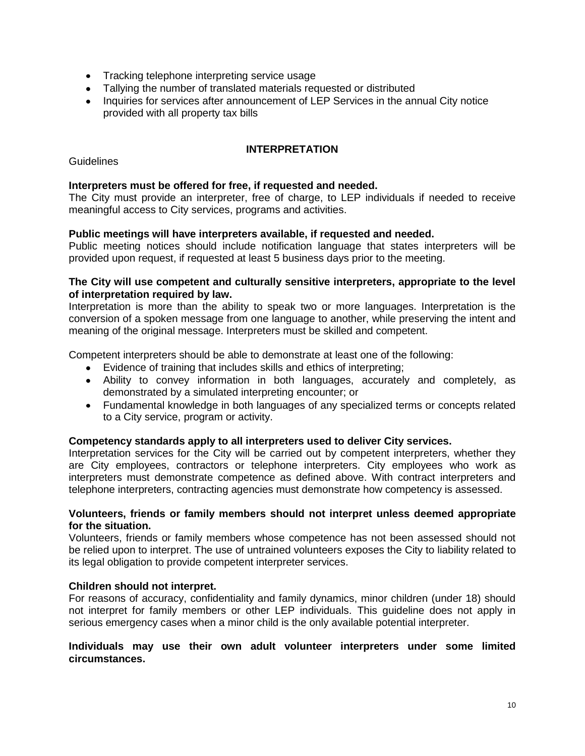- Tracking telephone interpreting service usage
- Tallying the number of translated materials requested or distributed
- Inquiries for services after announcement of LEP Services in the annual City notice provided with all property tax bills

## INTERPRETATION

Guidelines

**Interpreters must be offered for free, if requested and needed.**
The City must provide an interpreter, free of charge, to LEP individuals if needed to receive meaningful access to City services, programs and activities.

**Public meetings will have interpreters available, if requested and needed.**
Public meeting notices should include notification language that states interpreters will be provided upon request, if requested at least 5 business days prior to the meeting.

**The City will use competent and culturally sensitive interpreters, appropriate to the level of interpretation required by law.**
Interpretation is more than the ability to speak two or more languages. Interpretation is the conversion of a spoken message from one language to another, while preserving the intent and meaning of the original message. Interpreters must be skilled and competent.

Competent interpreters should be able to demonstrate at least one of the following:

- Evidence of training that includes skills and ethics of interpreting;
- Ability to convey information in both languages, accurately and completely, as demonstrated by a simulated interpreting encounter; or
- Fundamental knowledge in both languages of any specialized terms or concepts related to a City service, program or activity.

**Competency standards apply to all interpreters used to deliver City services.**
Interpretation services for the City will be carried out by competent interpreters, whether they are City employees, contractors or telephone interpreters. City employees who work as interpreters must demonstrate competence as defined above. With contract interpreters and telephone interpreters, contracting agencies must demonstrate how competency is assessed.

**Volunteers, friends or family members should not interpret unless deemed appropriate for the situation.**
Volunteers, friends or family members whose competence has not been assessed should not be relied upon to interpret. The use of untrained volunteers exposes the City to liability related to its legal obligation to provide competent interpreter services.

**Children should not interpret.**
For reasons of accuracy, confidentiality and family dynamics, minor children (under 18) should not interpret for family members or other LEP individuals. This guideline does not apply in serious emergency cases when a minor child is the only available potential interpreter.

**Individuals may use their own adult volunteer interpreters under some limited circumstances.**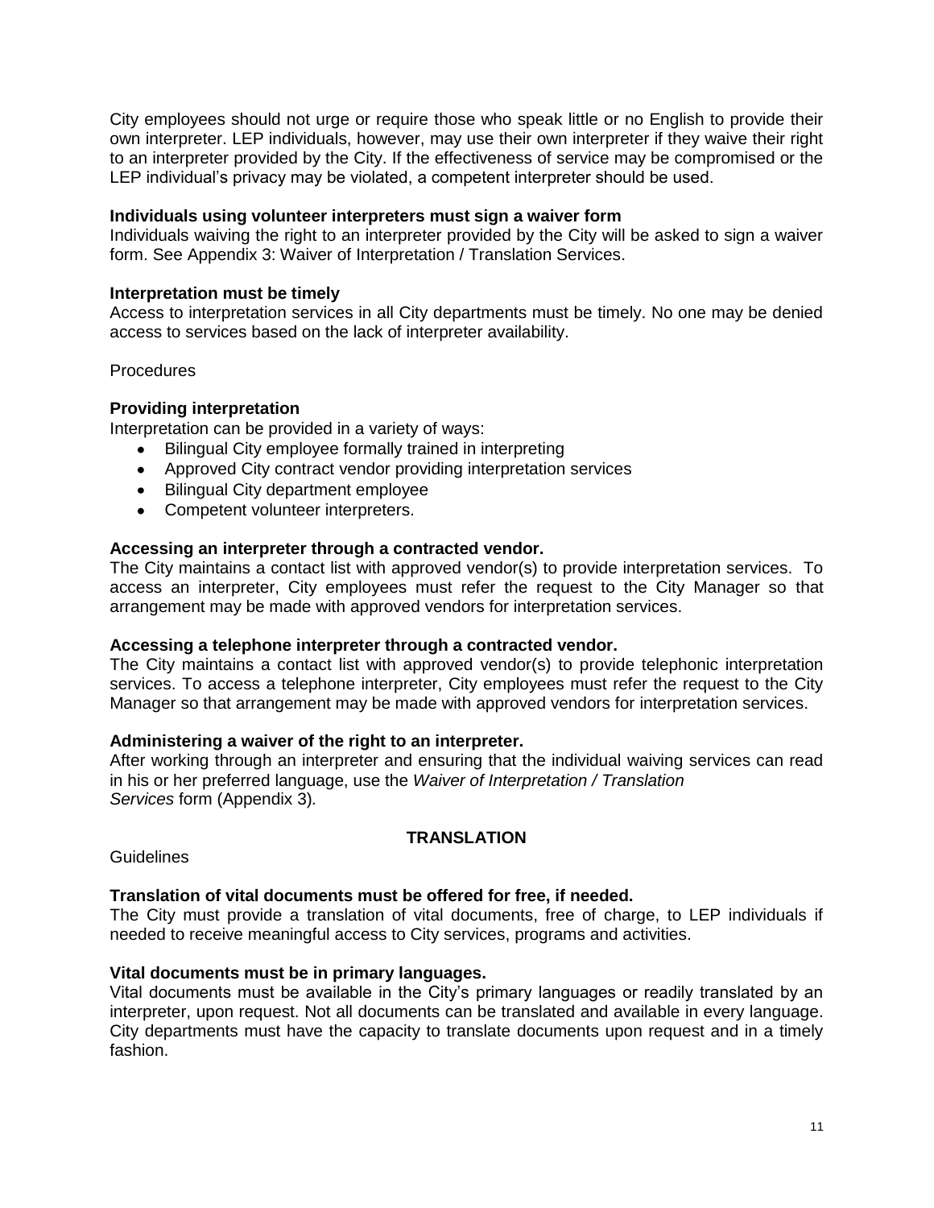City employees should not urge or require those who speak little or no English to provide their own interpreter. LEP individuals, however, may use their own interpreter if they waive their right to an interpreter provided by the City. If the effectiveness of service may be compromised or the LEP individual's privacy may be violated, a competent interpreter should be used.

**Individuals using volunteer interpreters must sign a waiver form**
Individuals waiving the right to an interpreter provided by the City will be asked to sign a waiver form. See Appendix 3: Waiver of Interpretation / Translation Services.

**Interpretation must be timely**
Access to interpretation services in all City departments must be timely. No one may be denied access to services based on the lack of interpreter availability.

Procedures

**Providing interpretation**
Interpretation can be provided in a variety of ways:

- Bilingual City employee formally trained in interpreting
- Approved City contract vendor providing interpretation services
- Bilingual City department employee
- Competent volunteer interpreters.

**Accessing an interpreter through a contracted vendor.**
The City maintains a contact list with approved vendor(s) to provide interpretation services. To access an interpreter, City employees must refer the request to the City Manager so that arrangement may be made with approved vendors for interpretation services.

**Accessing a telephone interpreter through a contracted vendor.**
The City maintains a contact list with approved vendor(s) to provide telephonic interpretation services. To access a telephone interpreter, City employees must refer the request to the City Manager so that arrangement may be made with approved vendors for interpretation services.

**Administering a waiver of the right to an interpreter.**
After working through an interpreter and ensuring that the individual waiving services can read in his or her preferred language, use the *Waiver of Interpretation / Translation Services* form (Appendix 3).

## TRANSLATION

Guidelines

**Translation of vital documents must be offered for free, if needed.**
The City must provide a translation of vital documents, free of charge, to LEP individuals if needed to receive meaningful access to City services, programs and activities.

**Vital documents must be in primary languages.**
Vital documents must be available in the City's primary languages or readily translated by an interpreter, upon request. Not all documents can be translated and available in every language. City departments must have the capacity to translate documents upon request and in a timely fashion.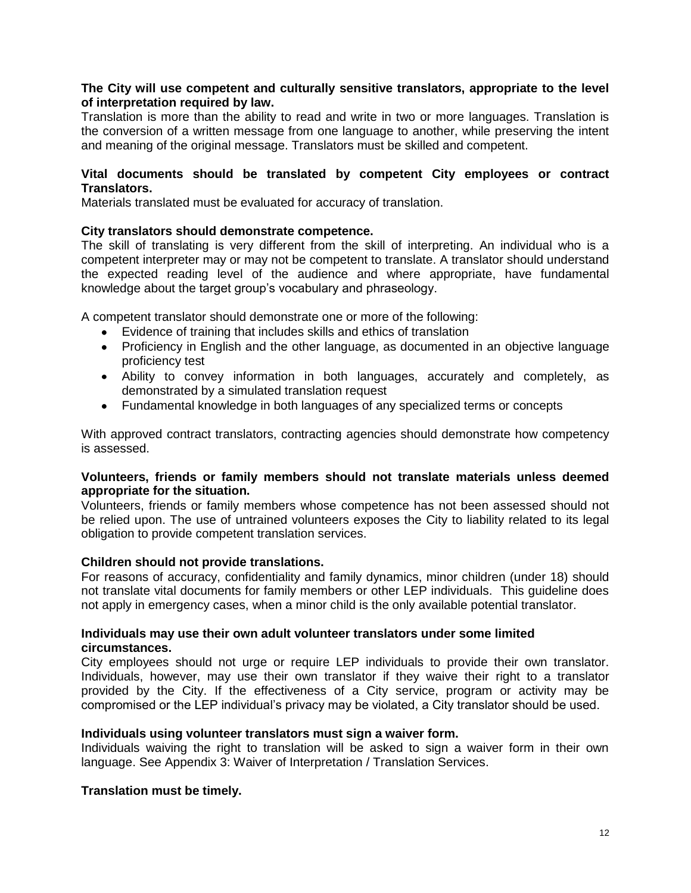**The City will use competent and culturally sensitive translators, appropriate to the level of interpretation required by law.**

Translation is more than the ability to read and write in two or more languages. Translation is the conversion of a written message from one language to another, while preserving the intent and meaning of the original message. Translators must be skilled and competent.

**Vital documents should be translated by competent City employees or contract Translators.**

Materials translated must be evaluated for accuracy of translation.

**City translators should demonstrate competence.**

The skill of translating is very different from the skill of interpreting. An individual who is a competent interpreter may or may not be competent to translate. A translator should understand the expected reading level of the audience and where appropriate, have fundamental knowledge about the target group's vocabulary and phraseology.

A competent translator should demonstrate one or more of the following:

- Evidence of training that includes skills and ethics of translation
- Proficiency in English and the other language, as documented in an objective language proficiency test
- Ability to convey information in both languages, accurately and completely, as demonstrated by a simulated translation request
- Fundamental knowledge in both languages of any specialized terms or concepts

With approved contract translators, contracting agencies should demonstrate how competency is assessed.

**Volunteers, friends or family members should not translate materials unless deemed appropriate for the situation.**

Volunteers, friends or family members whose competence has not been assessed should not be relied upon. The use of untrained volunteers exposes the City to liability related to its legal obligation to provide competent translation services.

**Children should not provide translations.**

For reasons of accuracy, confidentiality and family dynamics, minor children (under 18) should not translate vital documents for family members or other LEP individuals. This guideline does not apply in emergency cases, when a minor child is the only available potential translator.

**Individuals may use their own adult volunteer translators under some limited circumstances.**

City employees should not urge or require LEP individuals to provide their own translator. Individuals, however, may use their own translator if they waive their right to a translator provided by the City. If the effectiveness of a City service, program or activity may be compromised or the LEP individual's privacy may be violated, a City translator should be used.

**Individuals using volunteer translators must sign a waiver form.**

Individuals waiving the right to translation will be asked to sign a waiver form in their own language. See Appendix 3: Waiver of Interpretation / Translation Services.

**Translation must be timely.**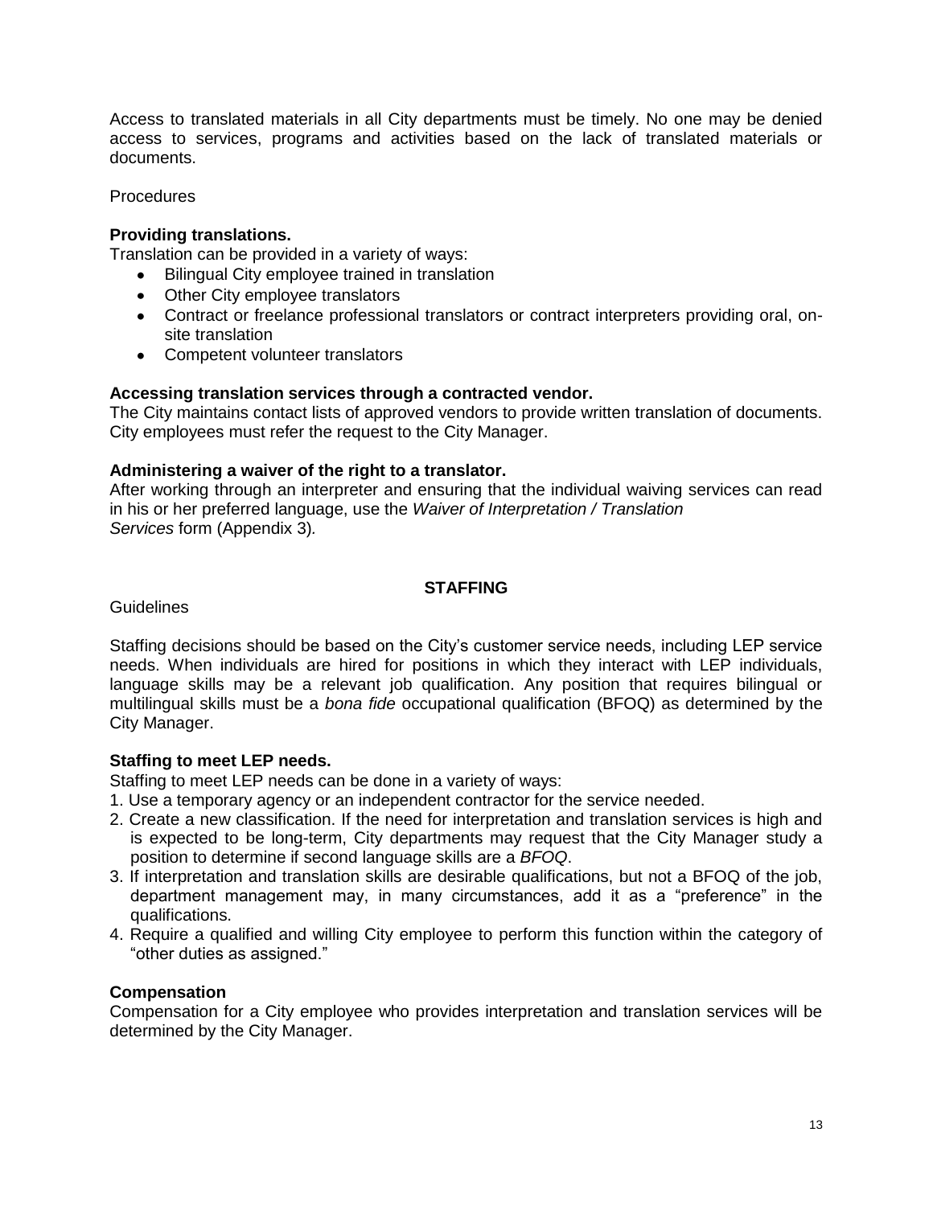Access to translated materials in all City departments must be timely. No one may be denied access to services, programs and activities based on the lack of translated materials or documents.

Procedures

**Providing translations.**
Translation can be provided in a variety of ways:

- Bilingual City employee trained in translation
- Other City employee translators
- Contract or freelance professional translators or contract interpreters providing oral, on-site translation
- Competent volunteer translators

**Accessing translation services through a contracted vendor.**
The City maintains contact lists of approved vendors to provide written translation of documents. City employees must refer the request to the City Manager.

**Administering a waiver of the right to a translator.**
After working through an interpreter and ensuring that the individual waiving services can read in his or her preferred language, use the *Waiver of Interpretation / Translation Services* form (Appendix 3).

## STAFFING

Guidelines

Staffing decisions should be based on the City's customer service needs, including LEP service needs. When individuals are hired for positions in which they interact with LEP individuals, language skills may be a relevant job qualification. Any position that requires bilingual or multilingual skills must be a *bona fide* occupational qualification (BFOQ) as determined by the City Manager.

**Staffing to meet LEP needs.**
Staffing to meet LEP needs can be done in a variety of ways:

1. Use a temporary agency or an independent contractor for the service needed.
2. Create a new classification. If the need for interpretation and translation services is high and is expected to be long-term, City departments may request that the City Manager study a position to determine if second language skills are a *BFOQ*.
3. If interpretation and translation skills are desirable qualifications, but not a BFOQ of the job, department management may, in many circumstances, add it as a "preference" in the qualifications.
4. Require a qualified and willing City employee to perform this function within the category of "other duties as assigned."

**Compensation**
Compensation for a City employee who provides interpretation and translation services will be determined by the City Manager.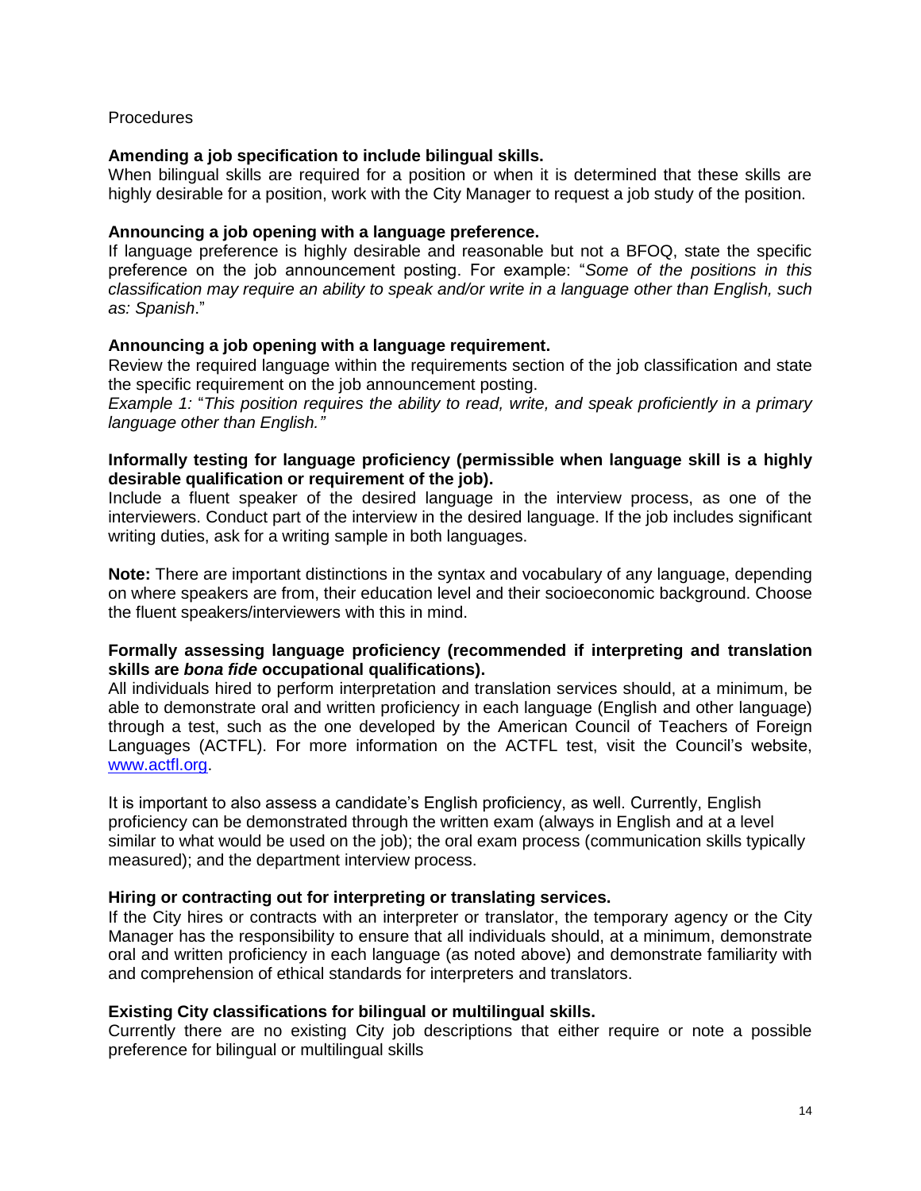Procedures

**Amending a job specification to include bilingual skills.**

When bilingual skills are required for a position or when it is determined that these skills are highly desirable for a position, work with the City Manager to request a job study of the position.

**Announcing a job opening with a language preference.**

If language preference is highly desirable and reasonable but not a BFOQ, state the specific preference on the job announcement posting. For example: "*Some of the positions in this classification may require an ability to speak and/or write in a language other than English, such as: Spanish*."

**Announcing a job opening with a language requirement.**

Review the required language within the requirements section of the job classification and state the specific requirement on the job announcement posting.

*Example 1:* "*This position requires the ability to read, write, and speak proficiently in a primary language other than English."*

**Informally testing for language proficiency (permissible when language skill is a highly desirable qualification or requirement of the job).**

Include a fluent speaker of the desired language in the interview process, as one of the interviewers. Conduct part of the interview in the desired language. If the job includes significant writing duties, ask for a writing sample in both languages.

**Note:** There are important distinctions in the syntax and vocabulary of any language, depending on where speakers are from, their education level and their socioeconomic background. Choose the fluent speakers/interviewers with this in mind.

**Formally assessing language proficiency (recommended if interpreting and translation skills are *bona fide* occupational qualifications).**

All individuals hired to perform interpretation and translation services should, at a minimum, be able to demonstrate oral and written proficiency in each language (English and other language) through a test, such as the one developed by the American Council of Teachers of Foreign Languages (ACTFL). For more information on the ACTFL test, visit the Council's website, [www.actfl.org](http://www.actfl.org).

It is important to also assess a candidate's English proficiency, as well. Currently, English proficiency can be demonstrated through the written exam (always in English and at a level similar to what would be used on the job); the oral exam process (communication skills typically measured); and the department interview process.

**Hiring or contracting out for interpreting or translating services.**

If the City hires or contracts with an interpreter or translator, the temporary agency or the City Manager has the responsibility to ensure that all individuals should, at a minimum, demonstrate oral and written proficiency in each language (as noted above) and demonstrate familiarity with and comprehension of ethical standards for interpreters and translators.

**Existing City classifications for bilingual or multilingual skills.**

Currently there are no existing City job descriptions that either require or note a possible preference for bilingual or multilingual skills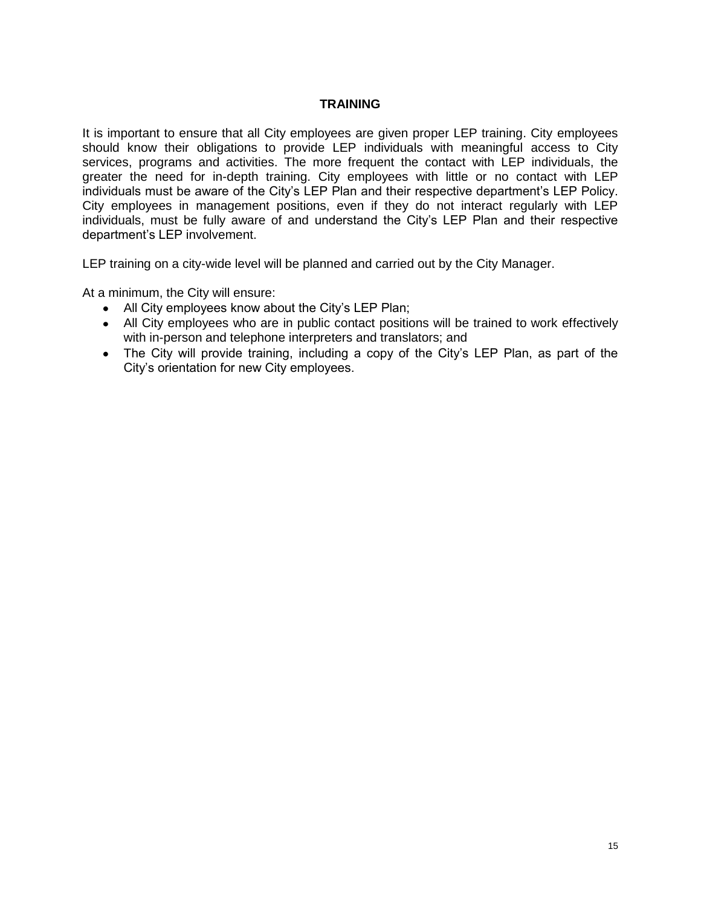# TRAINING

It is important to ensure that all City employees are given proper LEP training. City employees should know their obligations to provide LEP individuals with meaningful access to City services, programs and activities. The more frequent the contact with LEP individuals, the greater the need for in-depth training. City employees with little or no contact with LEP individuals must be aware of the City's LEP Plan and their respective department's LEP Policy. City employees in management positions, even if they do not interact regularly with LEP individuals, must be fully aware of and understand the City's LEP Plan and their respective department's LEP involvement.

LEP training on a city-wide level will be planned and carried out by the City Manager.

At a minimum, the City will ensure:

- All City employees know about the City's LEP Plan;
- All City employees who are in public contact positions will be trained to work effectively with in-person and telephone interpreters and translators; and
- The City will provide training, including a copy of the City's LEP Plan, as part of the City's orientation for new City employees.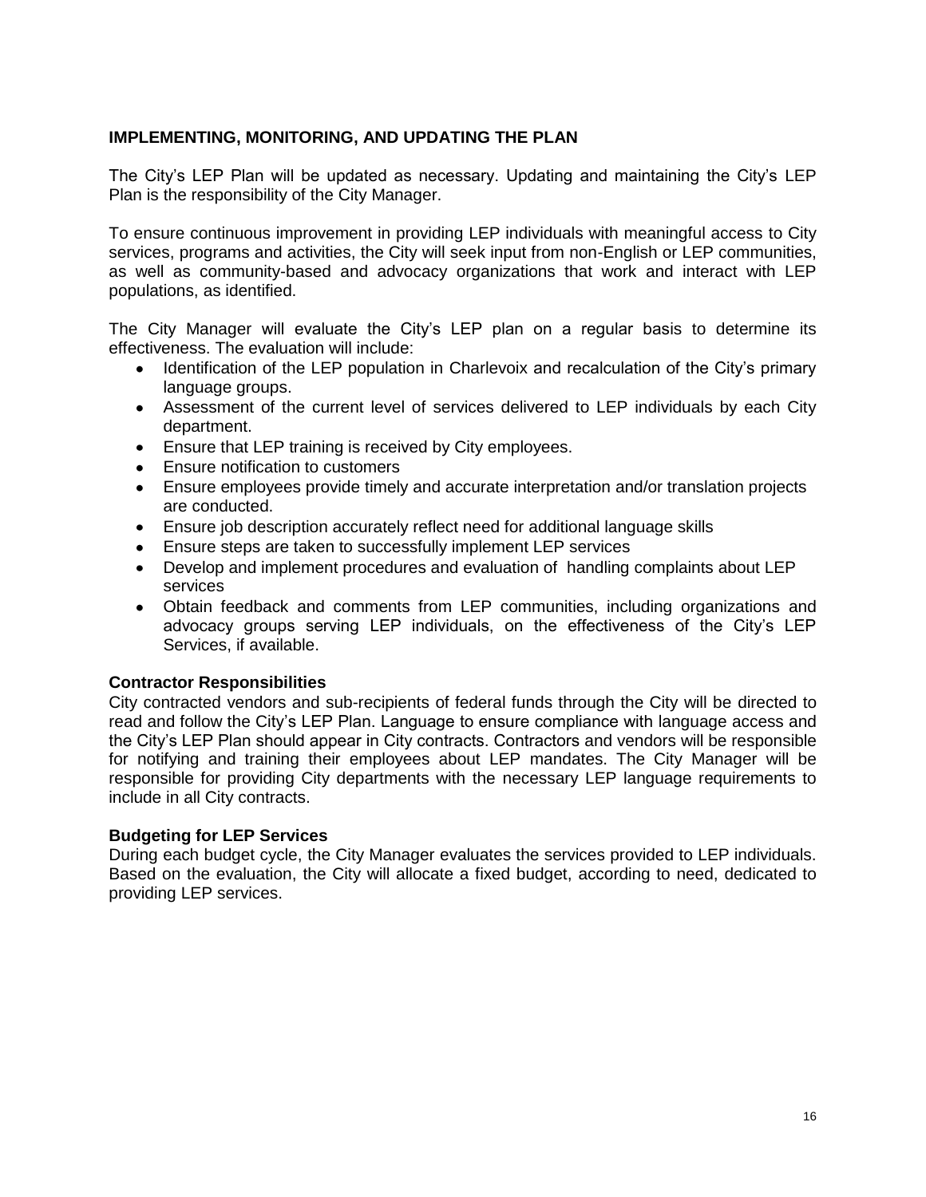## IMPLEMENTING, MONITORING, AND UPDATING THE PLAN

The City's LEP Plan will be updated as necessary. Updating and maintaining the City's LEP Plan is the responsibility of the City Manager.

To ensure continuous improvement in providing LEP individuals with meaningful access to City services, programs and activities, the City will seek input from non-English or LEP communities, as well as community-based and advocacy organizations that work and interact with LEP populations, as identified.

The City Manager will evaluate the City's LEP plan on a regular basis to determine its effectiveness. The evaluation will include:

- Identification of the LEP population in Charlevoix and recalculation of the City's primary language groups.
- Assessment of the current level of services delivered to LEP individuals by each City department.
- Ensure that LEP training is received by City employees.
- Ensure notification to customers
- Ensure employees provide timely and accurate interpretation and/or translation projects are conducted.
- Ensure job description accurately reflect need for additional language skills
- Ensure steps are taken to successfully implement LEP services
- Develop and implement procedures and evaluation of handling complaints about LEP services
- Obtain feedback and comments from LEP communities, including organizations and advocacy groups serving LEP individuals, on the effectiveness of the City's LEP Services, if available.

### Contractor Responsibilities

City contracted vendors and sub-recipients of federal funds through the City will be directed to read and follow the City's LEP Plan. Language to ensure compliance with language access and the City's LEP Plan should appear in City contracts. Contractors and vendors will be responsible for notifying and training their employees about LEP mandates. The City Manager will be responsible for providing City departments with the necessary LEP language requirements to include in all City contracts.

### Budgeting for LEP Services

During each budget cycle, the City Manager evaluates the services provided to LEP individuals. Based on the evaluation, the City will allocate a fixed budget, according to need, dedicated to providing LEP services.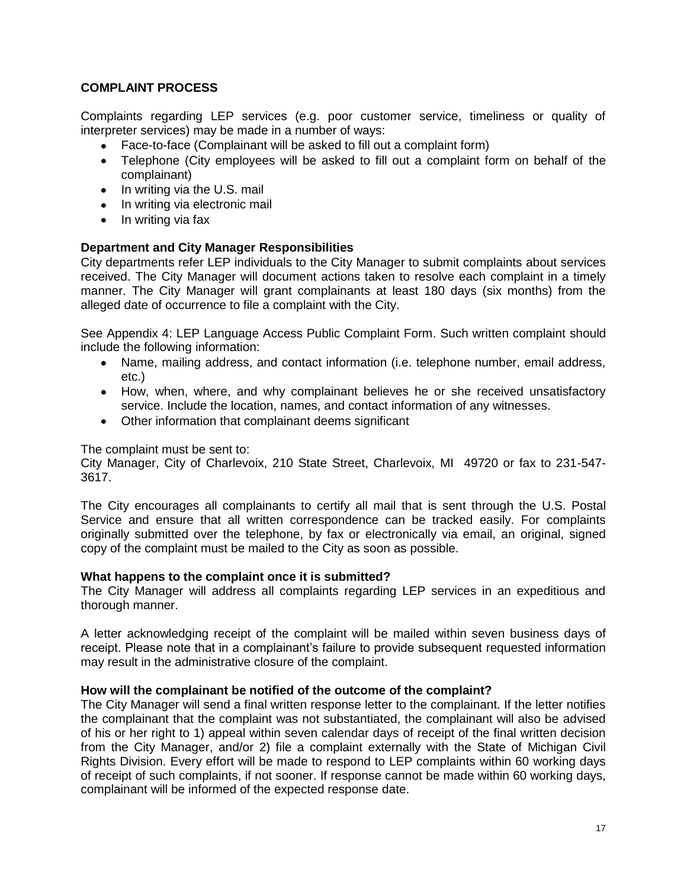## COMPLAINT PROCESS

Complaints regarding LEP services (e.g. poor customer service, timeliness or quality of interpreter services) may be made in a number of ways:

- Face-to-face (Complainant will be asked to fill out a complaint form)
- Telephone (City employees will be asked to fill out a complaint form on behalf of the complainant)
- In writing via the U.S. mail
- In writing via electronic mail
- In writing via fax

### Department and City Manager Responsibilities

City departments refer LEP individuals to the City Manager to submit complaints about services received. The City Manager will document actions taken to resolve each complaint in a timely manner. The City Manager will grant complainants at least 180 days (six months) from the alleged date of occurrence to file a complaint with the City.

See Appendix 4: LEP Language Access Public Complaint Form. Such written complaint should include the following information:

- Name, mailing address, and contact information (i.e. telephone number, email address, etc.)
- How, when, where, and why complainant believes he or she received unsatisfactory service. Include the location, names, and contact information of any witnesses.
- Other information that complainant deems significant

The complaint must be sent to:
City Manager, City of Charlevoix, 210 State Street, Charlevoix, MI 49720 or fax to 231-547-3617.

The City encourages all complainants to certify all mail that is sent through the U.S. Postal Service and ensure that all written correspondence can be tracked easily. For complaints originally submitted over the telephone, by fax or electronically via email, an original, signed copy of the complaint must be mailed to the City as soon as possible.

### What happens to the complaint once it is submitted?

The City Manager will address all complaints regarding LEP services in an expeditious and thorough manner.

A letter acknowledging receipt of the complaint will be mailed within seven business days of receipt. Please note that in a complainant's failure to provide subsequent requested information may result in the administrative closure of the complaint.

### How will the complainant be notified of the outcome of the complaint?

The City Manager will send a final written response letter to the complainant. If the letter notifies the complainant that the complaint was not substantiated, the complainant will also be advised of his or her right to 1) appeal within seven calendar days of receipt of the final written decision from the City Manager, and/or 2) file a complaint externally with the State of Michigan Civil Rights Division. Every effort will be made to respond to LEP complaints within 60 working days of receipt of such complaints, if not sooner. If response cannot be made within 60 working days, complainant will be informed of the expected response date.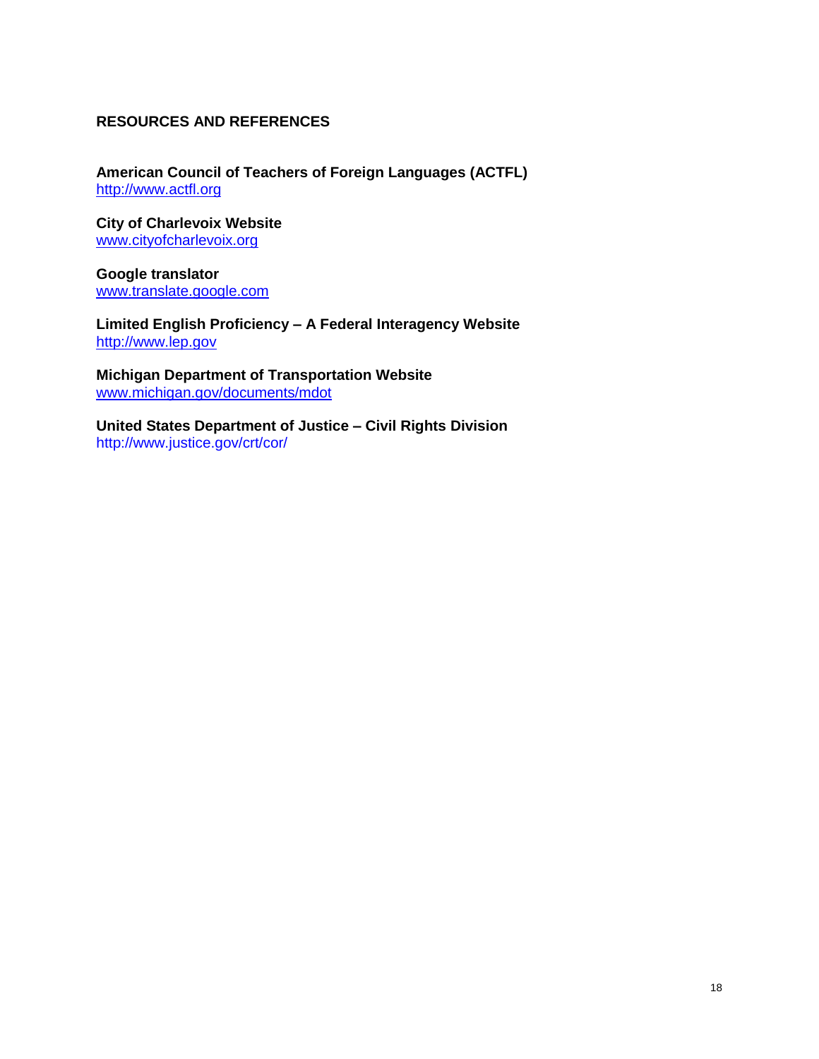## RESOURCES AND REFERENCES

**American Council of Teachers of Foreign Languages (ACTFL)**
http://www.actfl.org

**City of Charlevoix Website**
www.cityofcharlevoix.org

**Google translator**
www.translate.google.com

**Limited English Proficiency – A Federal Interagency Website**
http://www.lep.gov

**Michigan Department of Transportation Website**
www.michigan.gov/documents/mdot

**United States Department of Justice – Civil Rights Division**
http://www.justice.gov/crt/cor/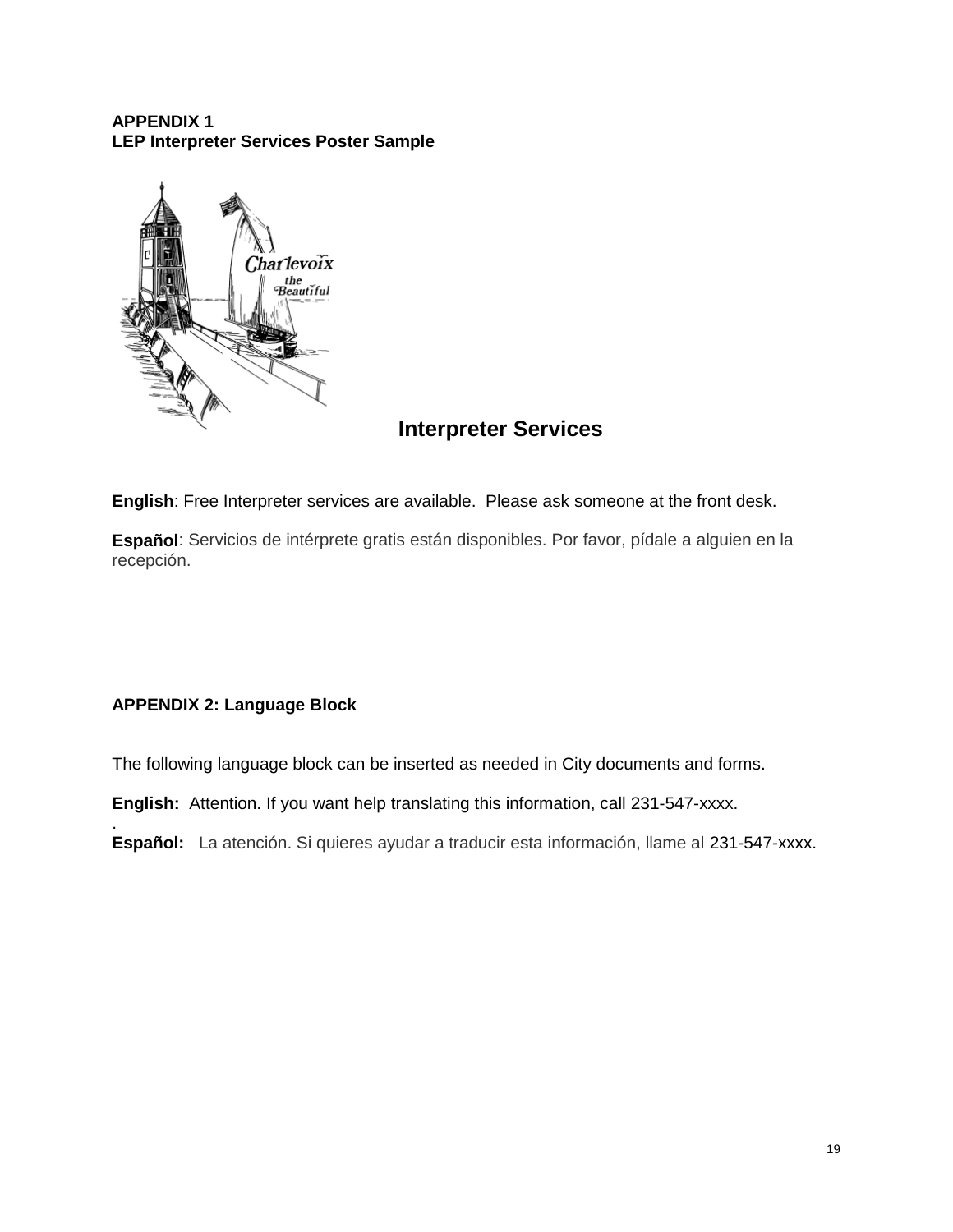**APPENDIX 1**
**LEP Interpreter Services Poster Sample**

## Interpreter Services

**English**: Free Interpreter services are available. Please ask someone at the front desk.

**Español**: Servicios de intérprete gratis están disponibles. Por favor, pídale a alguien en la recepción.

**APPENDIX 2: Language Block**

The following language block can be inserted as needed in City documents and forms.

**English:** Attention. If you want help translating this information, call 231-547-xxxx.

.

**Español:** La atención. Si quieres ayudar a traducir esta información, llame al 231-547-xxxx.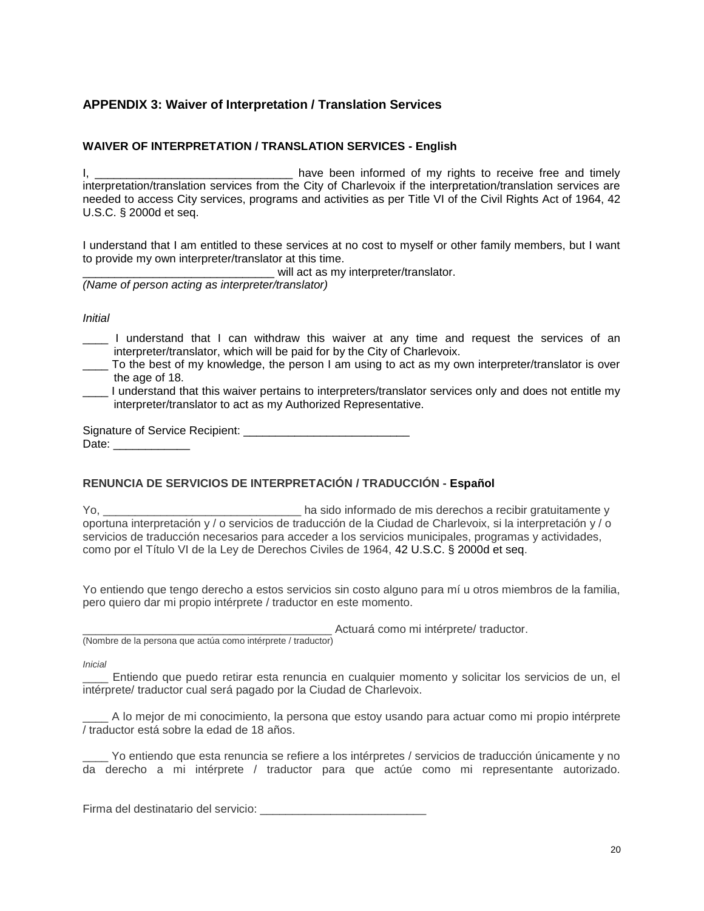## APPENDIX 3: Waiver of Interpretation / Translation Services

### WAIVER OF INTERPRETATION / TRANSLATION SERVICES - English

I, _______________________________ have been informed of my rights to receive free and timely interpretation/translation services from the City of Charlevoix if the interpretation/translation services are needed to access City services, programs and activities as per Title VI of the Civil Rights Act of 1964, 42 U.S.C. § 2000d et seq.

I understand that I am entitled to these services at no cost to myself or other family members, but I want to provide my own interpreter/translator at this time.
______________________________ will act as my interpreter/translator.
*(Name of person acting as interpreter/translator)*

*Initial*

____ I understand that I can withdraw this waiver at any time and request the services of an interpreter/translator, which will be paid for by the City of Charlevoix.
____ To the best of my knowledge, the person I am using to act as my own interpreter/translator is over the age of 18.
____ I understand that this waiver pertains to interpreters/translator services only and does not entitle my interpreter/translator to act as my Authorized Representative.

Signature of Service Recipient: __________________________
Date: ____________

### RENUNCIA DE SERVICIOS DE INTERPRETACIÓN / TRADUCCIÓN - Español

Yo, _______________________________ ha sido informado de mis derechos a recibir gratuitamente y oportuna interpretación y / o servicios de traducción de la Ciudad de Charlevoix, si la interpretación y / o servicios de traducción necesarios para acceder a los servicios municipales, programas y actividades, como por el Título VI de la Ley de Derechos Civiles de 1964, 42 U.S.C. § 2000d et seq.

Yo entiendo que tengo derecho a estos servicios sin costo alguno para mí u otros miembros de la familia, pero quiero dar mi propio intérprete / traductor en este momento.

_______________________________________ Actuará como mi intérprete/ traductor.
(Nombre de la persona que actúa como intérprete / traductor)

*Inicial*

____ Entiendo que puedo retirar esta renuncia en cualquier momento y solicitar los servicios de un, el intérprete/ traductor cual será pagado por la Ciudad de Charlevoix.

____ A lo mejor de mi conocimiento, la persona que estoy usando para actuar como mi propio intérprete / traductor está sobre la edad de 18 años.

____ Yo entiendo que esta renuncia se refiere a los intérpretes / servicios de traducción únicamente y no da derecho a mi intérprete / traductor para que actúe como mi representante autorizado.

Firma del destinatario del servicio: __________________________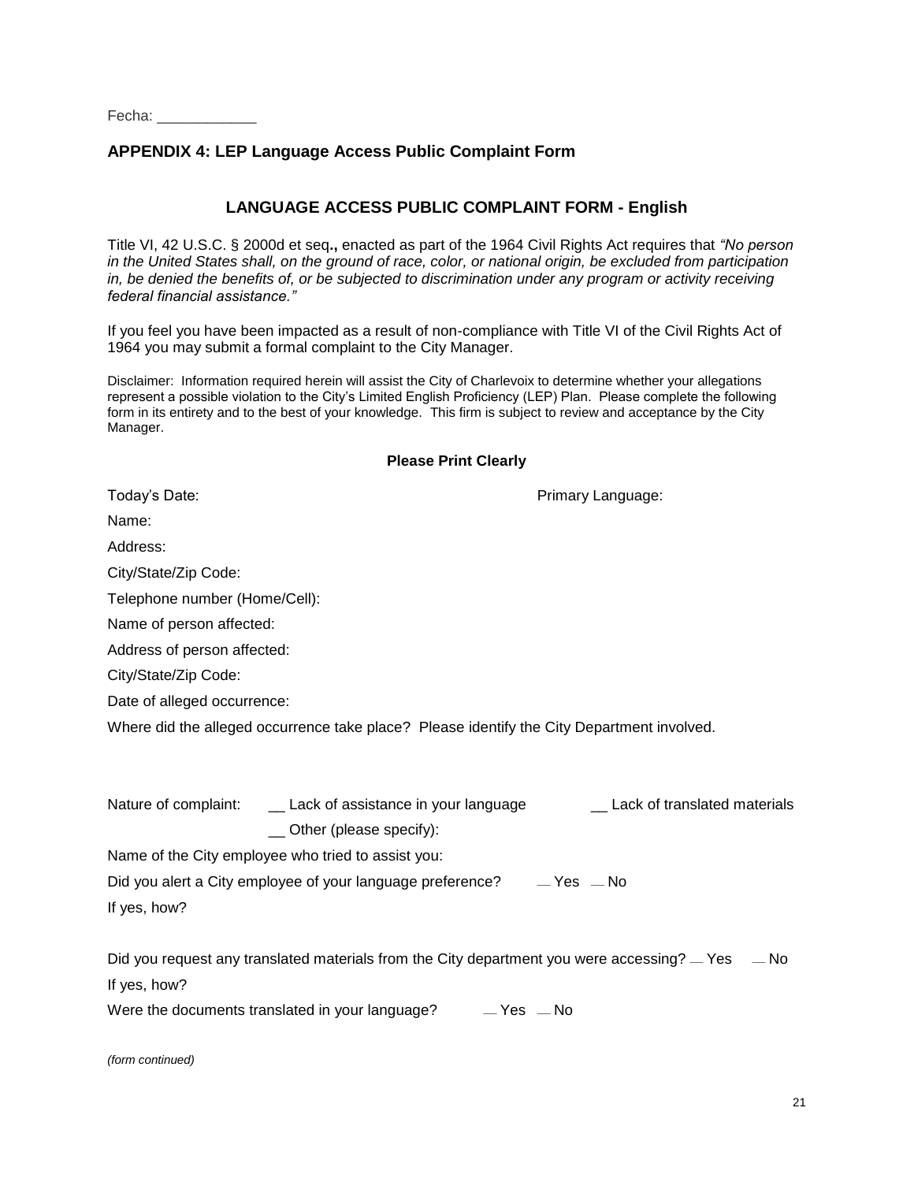Fecha: ____________

## APPENDIX 4: LEP Language Access Public Complaint Form

### LANGUAGE ACCESS PUBLIC COMPLAINT FORM - English

Title VI, 42 U.S.C. § 2000d et seq**.,** enacted as part of the 1964 Civil Rights Act requires that *"No person in the United States shall, on the ground of race, color, or national origin, be excluded from participation in, be denied the benefits of, or be subjected to discrimination under any program or activity receiving federal financial assistance."*

If you feel you have been impacted as a result of non-compliance with Title VI of the Civil Rights Act of 1964 you may submit a formal complaint to the City Manager.

Disclaimer: Information required herein will assist the City of Charlevoix to determine whether your allegations represent a possible violation to the City's Limited English Proficiency (LEP) Plan. Please complete the following form in its entirety and to the best of your knowledge. This firm is subject to review and acceptance by the City Manager.

**Please Print Clearly**

Today's Date: Primary Language:

Name:

Address:

City/State/Zip Code:

Telephone number (Home/Cell):

Name of person affected:

Address of person affected:

City/State/Zip Code:

Date of alleged occurrence:

Where did the alleged occurrence take place? Please identify the City Department involved.

Nature of complaint: __ Lack of assistance in your language __ Lack of translated materials

__ Other (please specify):

Name of the City employee who tried to assist you:

Did you alert a City employee of your language preference? __ Yes __ No

If yes, how?

Did you request any translated materials from the City department you were accessing? __ Yes __ No

If yes, how?

Were the documents translated in your language? __ Yes __ No

*(form continued)*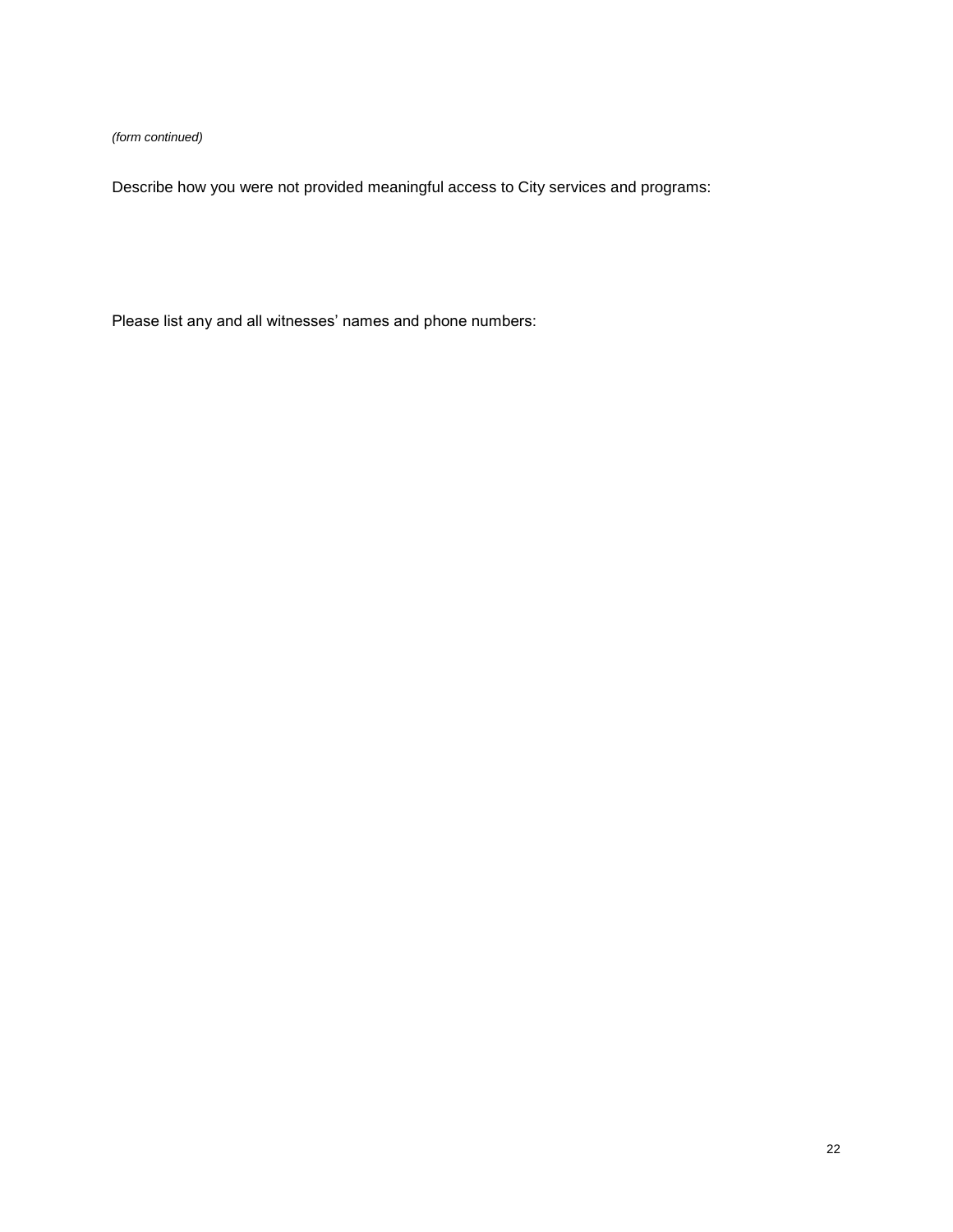*(form continued)*

Describe how you were not provided meaningful access to City services and programs:

Please list any and all witnesses' names and phone numbers: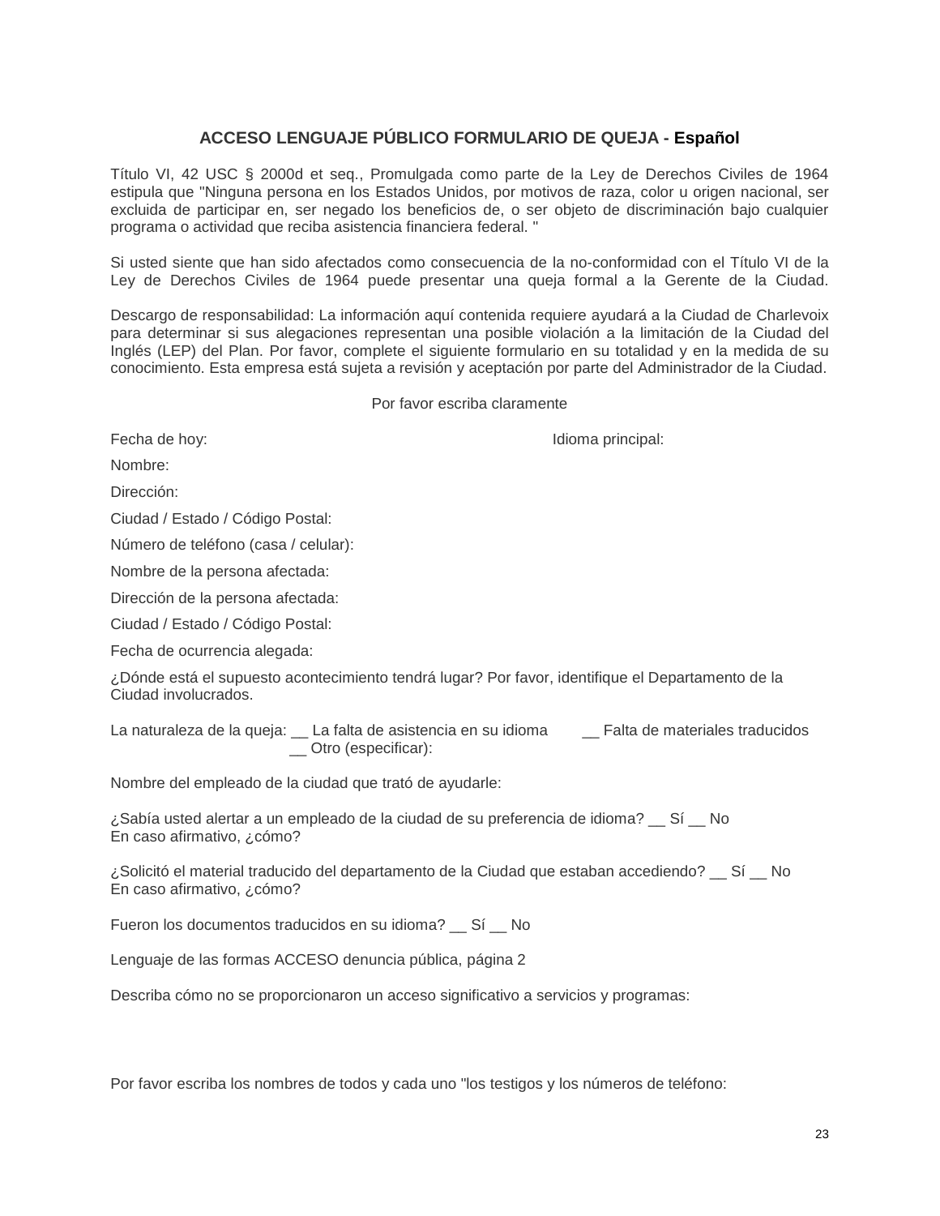## ACCESO LENGUAJE PÚBLICO FORMULARIO DE QUEJA - Español

Título VI, 42 USC § 2000d et seq., Promulgada como parte de la Ley de Derechos Civiles de 1964 estipula que "Ninguna persona en los Estados Unidos, por motivos de raza, color u origen nacional, ser excluida de participar en, ser negado los beneficios de, o ser objeto de discriminación bajo cualquier programa o actividad que reciba asistencia financiera federal. "

Si usted siente que han sido afectados como consecuencia de la no-conformidad con el Título VI de la Ley de Derechos Civiles de 1964 puede presentar una queja formal a la Gerente de la Ciudad.

Descargo de responsabilidad: La información aquí contenida requiere ayudará a la Ciudad de Charlevoix para determinar si sus alegaciones representan una posible violación a la limitación de la Ciudad del Inglés (LEP) del Plan. Por favor, complete el siguiente formulario en su totalidad y en la medida de su conocimiento. Esta empresa está sujeta a revisión y aceptación por parte del Administrador de la Ciudad.

Por favor escriba claramente

Fecha de hoy: Idioma principal:

Nombre:

Dirección:

Ciudad / Estado / Código Postal:

Número de teléfono (casa / celular):

Nombre de la persona afectada:

Dirección de la persona afectada:

Ciudad / Estado / Código Postal:

Fecha de ocurrencia alegada:

¿Dónde está el supuesto acontecimiento tendrá lugar? Por favor, identifique el Departamento de la Ciudad involucrados.

La naturaleza de la queja: __ La falta de asistencia en su idioma __ Falta de materiales traducidos
__ Otro (especificar):

Nombre del empleado de la ciudad que trató de ayudarle:

¿Sabía usted alertar a un empleado de la ciudad de su preferencia de idioma? __ Sí __ No
En caso afirmativo, ¿cómo?

¿Solicitó el material traducido del departamento de la Ciudad que estaban accediendo? __ Sí __ No
En caso afirmativo, ¿cómo?

Fueron los documentos traducidos en su idioma? __ Sí __ No

Lenguaje de las formas ACCESO denuncia pública, página 2

Describa cómo no se proporcionaron un acceso significativo a servicios y programas:

Por favor escriba los nombres de todos y cada uno "los testigos y los números de teléfono: